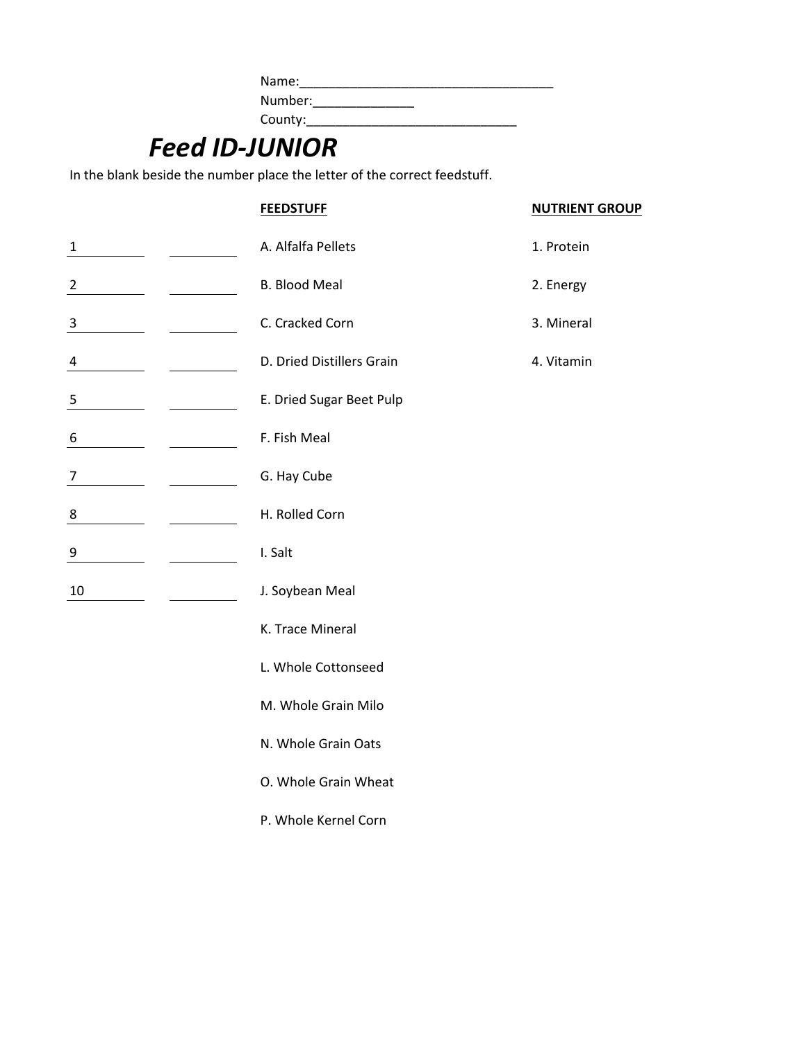Name:___________________________________
Number:______________
County:_____________________________

# *Feed ID-JUNIOR*

In the blank beside the number place the letter of the correct feedstuff.

| | | FEEDSTUFF | NUTRIENT GROUP |
|---|---|---|---|
| 1 ________ | ________ | A. Alfalfa Pellets | 1. Protein |
| 2 ________ | ________ | B. Blood Meal | 2. Energy |
| 3 ________ | ________ | C. Cracked Corn | 3. Mineral |
| 4 ________ | ________ | D. Dried Distillers Grain | 4. Vitamin |
| 5 ________ | ________ | E. Dried Sugar Beet Pulp | |
| 6 ________ | ________ | F. Fish Meal | |
| 7 ________ | ________ | G. Hay Cube | |
| 8 ________ | ________ | H. Rolled Corn | |
| 9 ________ | ________ | I. Salt | |
| 10 ________ | ________ | J. Soybean Meal | |
| | | K. Trace Mineral | |
| | | L. Whole Cottonseed | |
| | | M. Whole Grain Milo | |
| | | N. Whole Grain Oats | |
| | | O. Whole Grain Wheat | |
| | | P. Whole Kernel Corn | |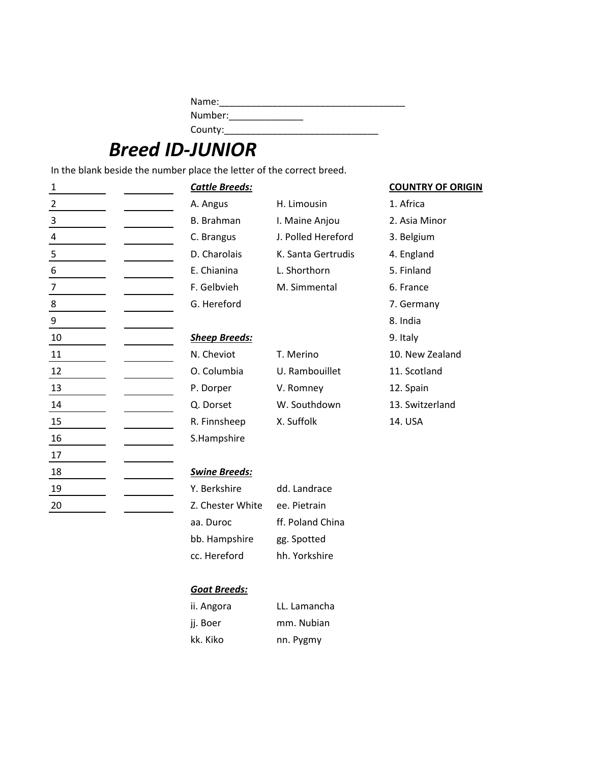Name:___________________________________

Number:______________

County:______________________________

# Breed ID-JUNIOR

In the blank beside the number place the letter of the correct breed.

| | |
|---|---|
| 1 ________ | ________ |
| 2 ________ | ________ |
| 3 ________ | ________ |
| 4 ________ | ________ |
| 5 ________ | ________ |
| 6 ________ | ________ |
| 7 ________ | ________ |
| 8 ________ | ________ |
| 9 ________ | ________ |
| 10 ________ | ________ |
| 11 ________ | ________ |
| 12 ________ | ________ |
| 13 ________ | ________ |
| 14 ________ | ________ |
| 15 ________ | ________ |
| 16 ________ | ________ |
| 17 ________ | ________ |
| 18 ________ | ________ |
| 19 ________ | ________ |
| 20 ________ | ________ |

***Cattle Breeds:***

A. Angus
B. Brahman
C. Brangus
D. Charolais
E. Chianina
F. Gelbvieh
G. Hereford
H. Limousin
I. Maine Anjou
J. Polled Hereford
K. Santa Gertrudis
L. Shorthorn
M. Simmental

***Sheep Breeds:***

N. Cheviot
O. Columbia
P. Dorper
Q. Dorset
R. Finnsheep
S.Hampshire
T. Merino
U. Rambouillet
V. Romney
W. Southdown
X. Suffolk

***Swine Breeds:***

Y. Berkshire
Z. Chester White
aa. Duroc
bb. Hampshire
cc. Hereford
dd. Landrace
ee. Pietrain
ff. Poland China
gg. Spotted
hh. Yorkshire

***Goat Breeds:***

ii. Angora
jj. Boer
kk. Kiko
LL. Lamancha
mm. Nubian
nn. Pygmy

**COUNTRY OF ORIGIN**

1. Africa
2. Asia Minor
3. Belgium
4. England
5. Finland
6. France
7. Germany
8. India
9. Italy
10. New Zealand
11. Scotland
12. Spain
13. Switzerland
14. USA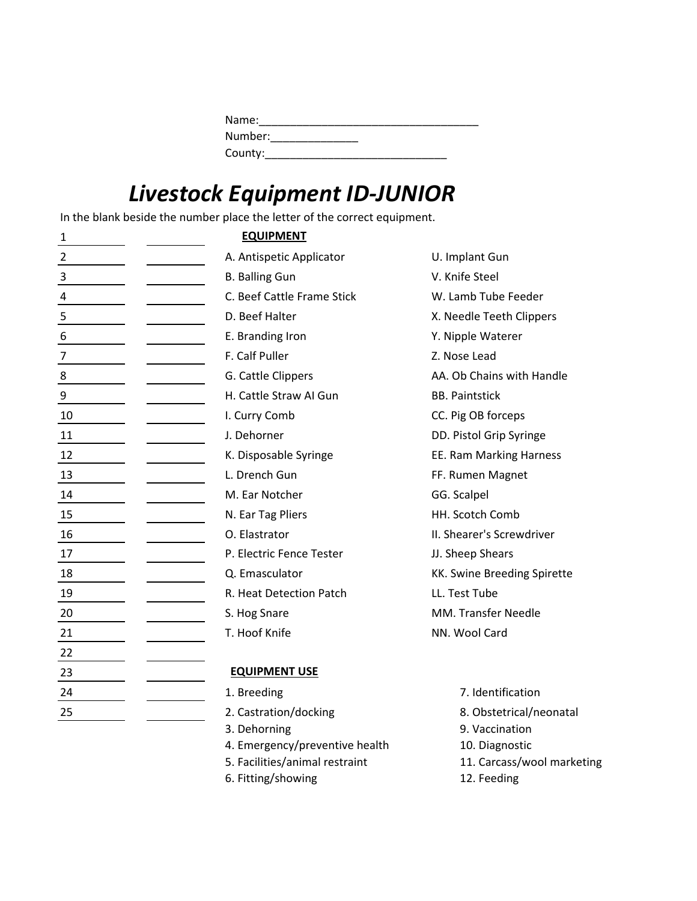Name:___________________________________
Number:______________
County:______________________________

# *Livestock Equipment ID-JUNIOR*

In the blank beside the number place the letter of the correct equipment.

| | |
|---|---|
| 1 | |
| 2 | |
| 3 | |
| 4 | |
| 5 | |
| 6 | |
| 7 | |
| 8 | |
| 9 | |
| 10 | |
| 11 | |
| 12 | |
| 13 | |
| 14 | |
| 15 | |
| 16 | |
| 17 | |
| 18 | |
| 19 | |
| 20 | |
| 21 | |
| 22 | |
| 23 | |
| 24 | |
| 25 | |

**EQUIPMENT**

A. Antispetic Applicator
B. Balling Gun
C. Beef Cattle Frame Stick
D. Beef Halter
E. Branding Iron
F. Calf Puller
G. Cattle Clippers
H. Cattle Straw AI Gun
I. Curry Comb
J. Dehorner
K. Disposable Syringe
L. Drench Gun
M. Ear Notcher
N. Ear Tag Pliers
O. Elastrator
P. Electric Fence Tester
Q. Emasculator
R. Heat Detection Patch
S. Hog Snare
T. Hoof Knife
U. Implant Gun
V. Knife Steel
W. Lamb Tube Feeder
X. Needle Teeth Clippers
Y. Nipple Waterer
Z. Nose Lead
AA. Ob Chains with Handle
BB. Paintstick
CC. Pig OB forceps
DD. Pistol Grip Syringe
EE. Ram Marking Harness
FF. Rumen Magnet
GG. Scalpel
HH. Scotch Comb
II. Shearer's Screwdriver
JJ. Sheep Shears
KK. Swine Breeding Spirette
LL. Test Tube
MM. Transfer Needle
NN. Wool Card

**EQUIPMENT USE**

1. Breeding
2. Castration/docking
3. Dehorning
4. Emergency/preventive health
5. Facilities/animal restraint
6. Fitting/showing
7. Identification
8. Obstetrical/neonatal
9. Vaccination
10. Diagnostic
11. Carcass/wool marketing
12. Feeding